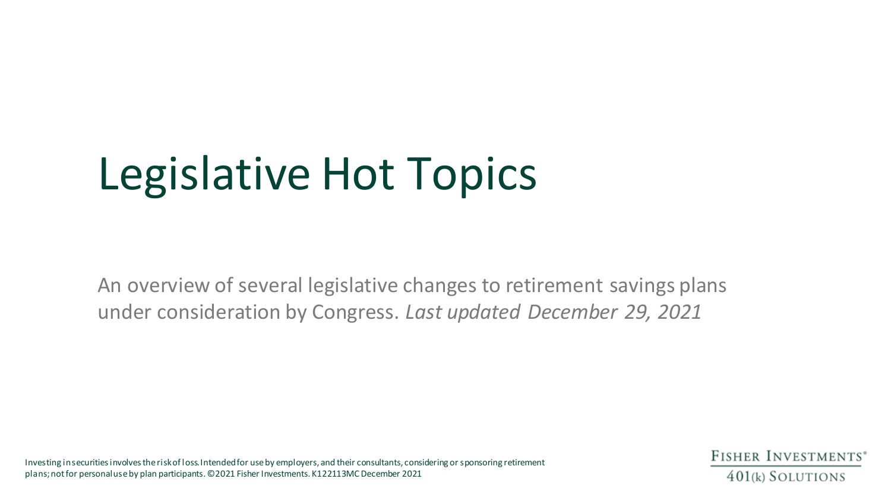# Legislative Hot Topics

An overview of several legislative changes to retirement savings plans under consideration by Congress. *Last updated December 29, 2021*

Investing in securities involves the risk of loss. Intended for use by employers, and their consultants, considering or sponsoring retirement plans; not for personal use by plan participants. ©2021 Fisher Investments. K122113MC December 2021

FISHER INVESTMENTS®
401(k) SOLUTIONS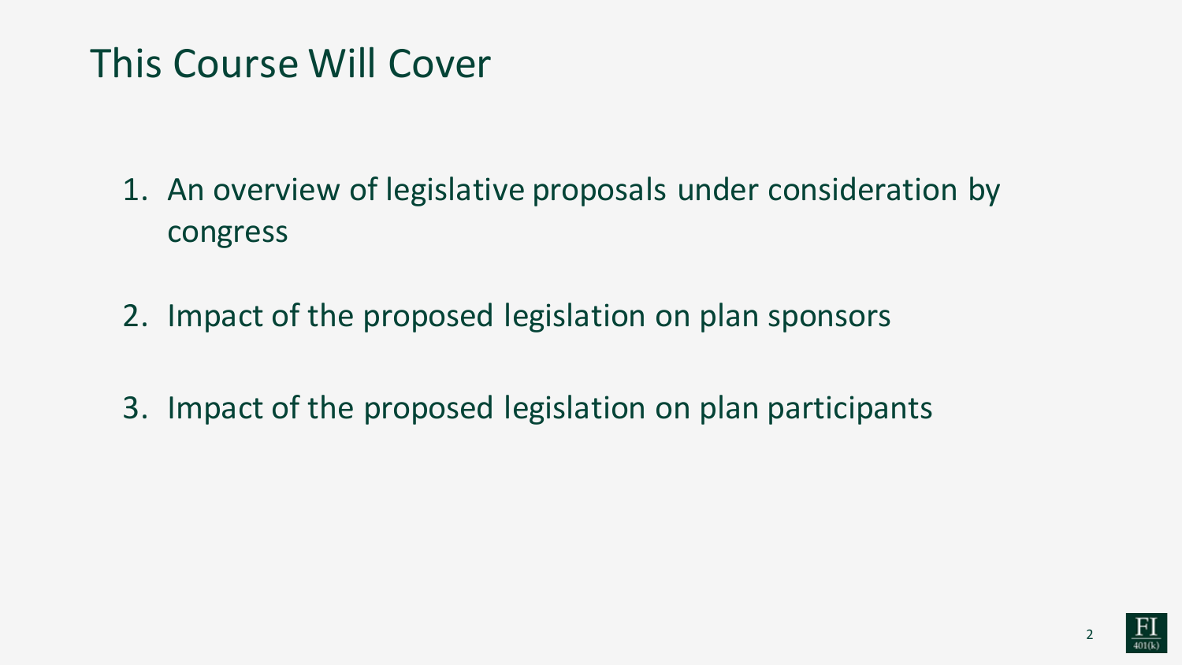# This Course Will Cover

1. An overview of legislative proposals under consideration by congress
2. Impact of the proposed legislation on plan sponsors
3. Impact of the proposed legislation on plan participants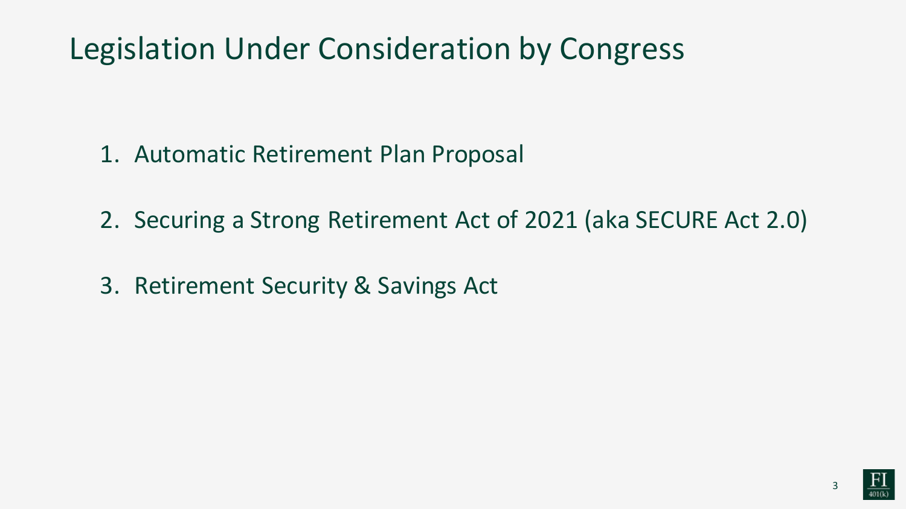# Legislation Under Consideration by Congress

1. Automatic Retirement Plan Proposal
2. Securing a Strong Retirement Act of 2021 (aka SECURE Act 2.0)
3. Retirement Security & Savings Act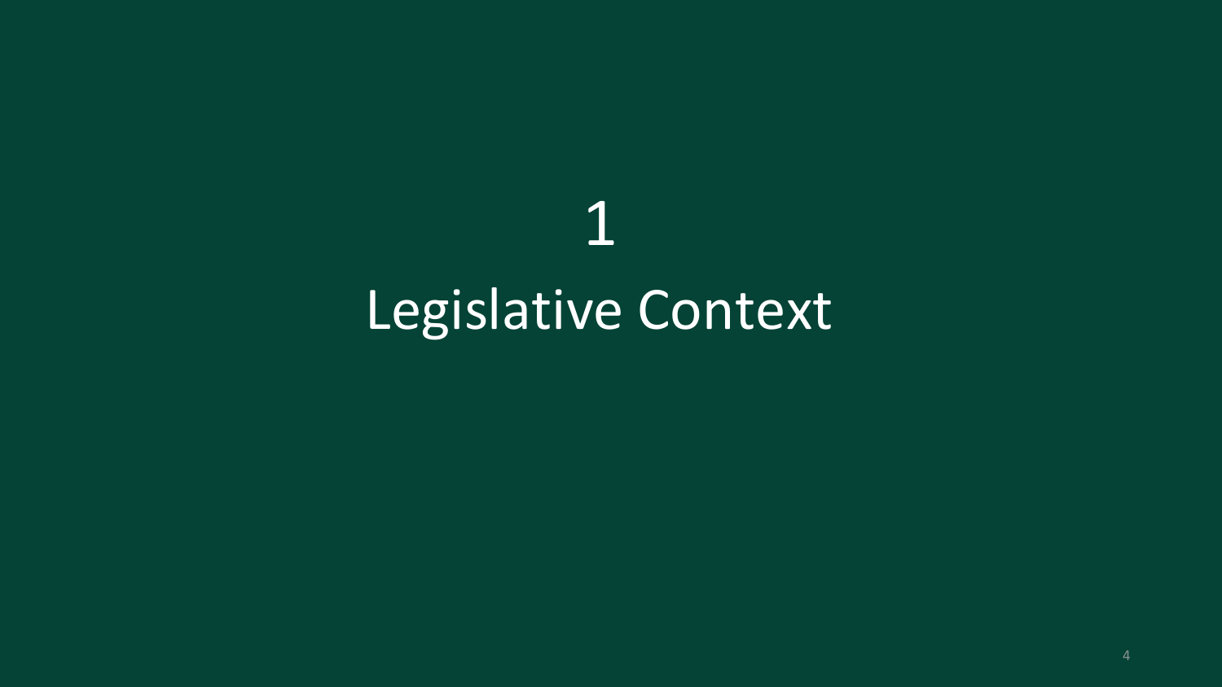# 1

# Legislative Context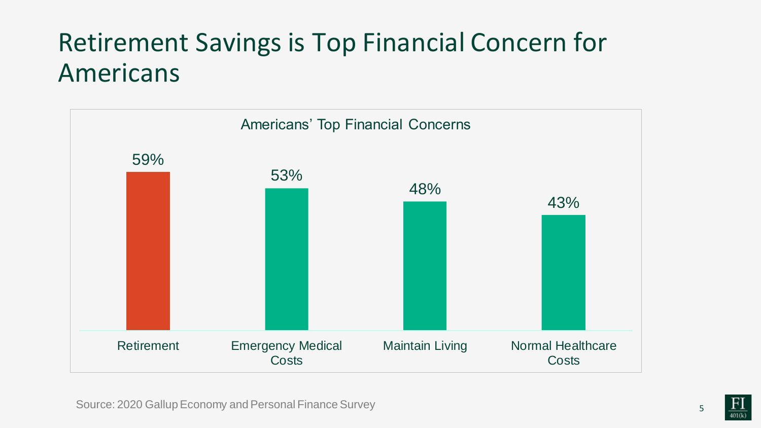# Retirement Savings is Top Financial Concern for Americans

Americans' Top Financial Concerns

| Concern | Percentage |
| --- | --- |
| Retirement | 59% |
| Emergency Medical Costs | 53% |
| Maintain Living | 48% |
| Normal Healthcare Costs | 43% |

Source: 2020 Gallup Economy and Personal Finance Survey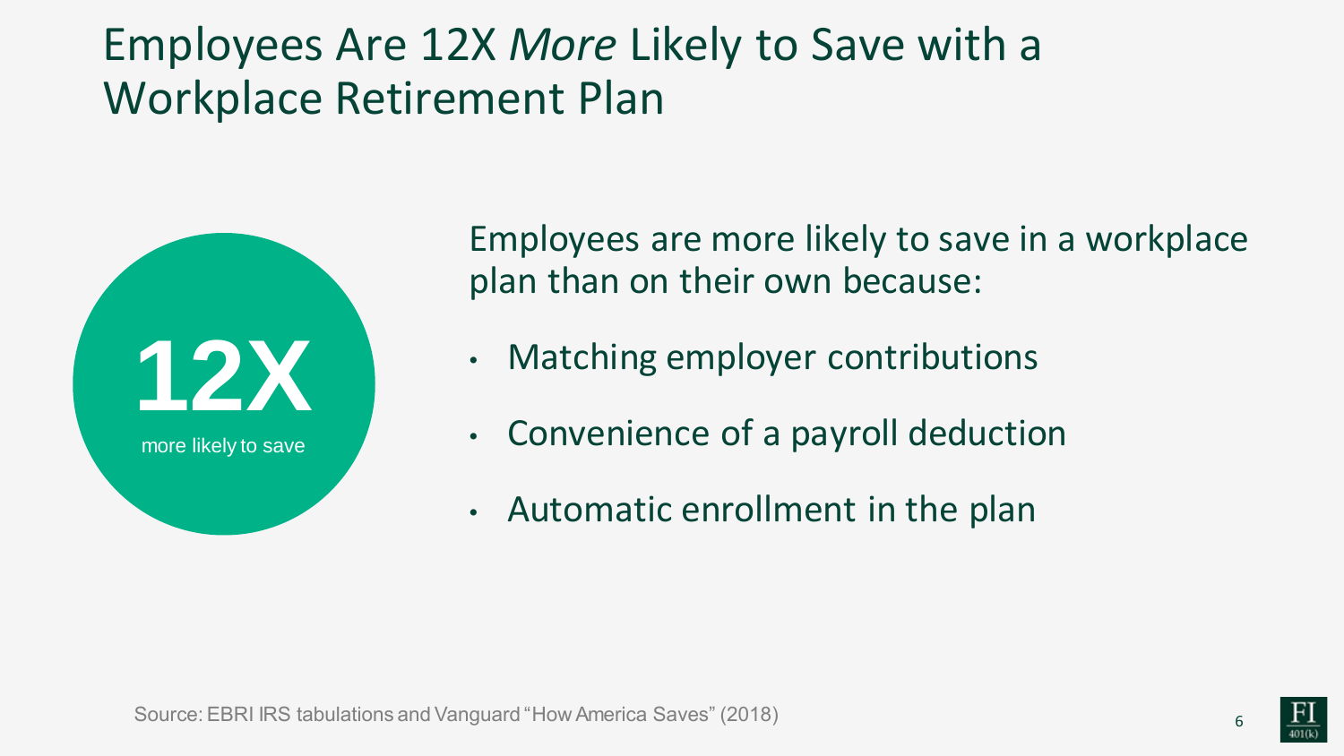# Employees Are 12X *More* Likely to Save with a Workplace Retirement Plan

**12X**

more likely to save

Employees are more likely to save in a workplace plan than on their own because:

- Matching employer contributions
- Convenience of a payroll deduction
- Automatic enrollment in the plan

Source: EBRI IRS tabulations and Vanguard "How America Saves" (2018)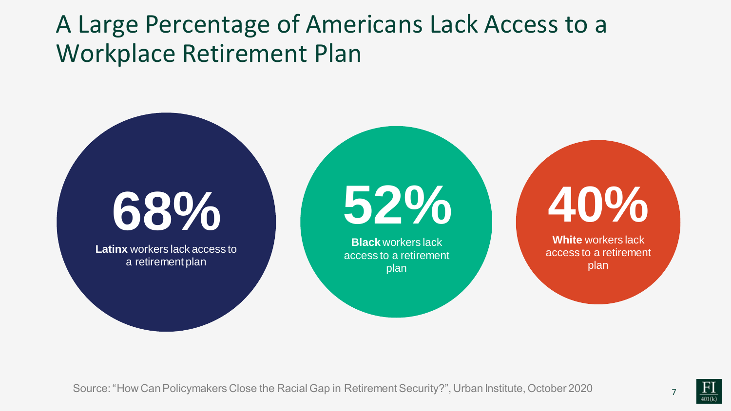# A Large Percentage of Americans Lack Access to a Workplace Retirement Plan

**68%**

**Latinx** workers lack access to a retirement plan

**52%**

**Black** workers lack access to a retirement plan

**40%**

**White** workers lack access to a retirement plan

Source: "How Can Policymakers Close the Racial Gap in Retirement Security?", Urban Institute, October 2020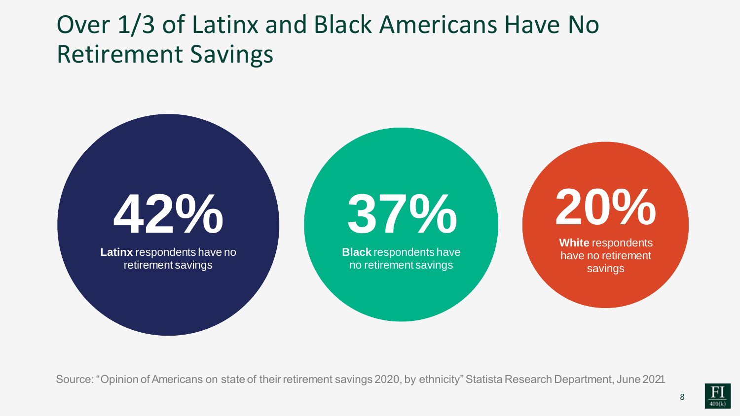# Over 1/3 of Latinx and Black Americans Have No Retirement Savings

**42%**

**Latinx** respondents have no retirement savings

**37%**

**Black** respondents have no retirement savings

**20%**

**White** respondents have no retirement savings

Source: "Opinion of Americans on state of their retirement savings 2020, by ethnicity" Statista Research Department, June 2021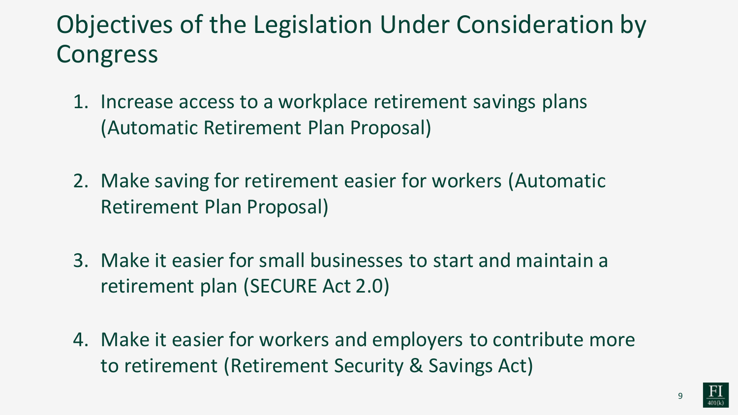# Objectives of the Legislation Under Consideration by Congress

1. Increase access to a workplace retirement savings plans (Automatic Retirement Plan Proposal)

2. Make saving for retirement easier for workers (Automatic Retirement Plan Proposal)

3. Make it easier for small businesses to start and maintain a retirement plan (SECURE Act 2.0)

4. Make it easier for workers and employers to contribute more to retirement (Retirement Security & Savings Act)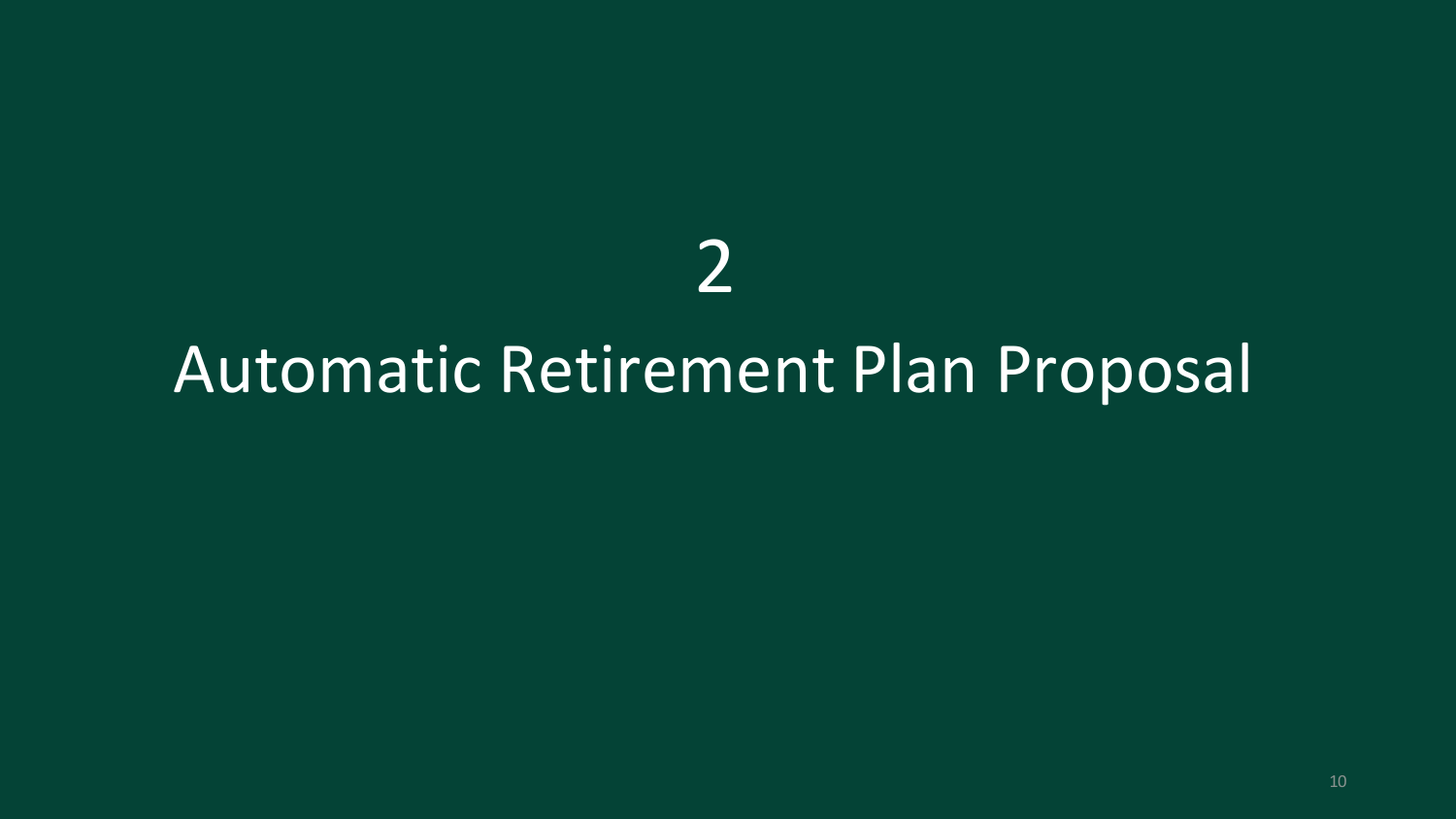# 2

# Automatic Retirement Plan Proposal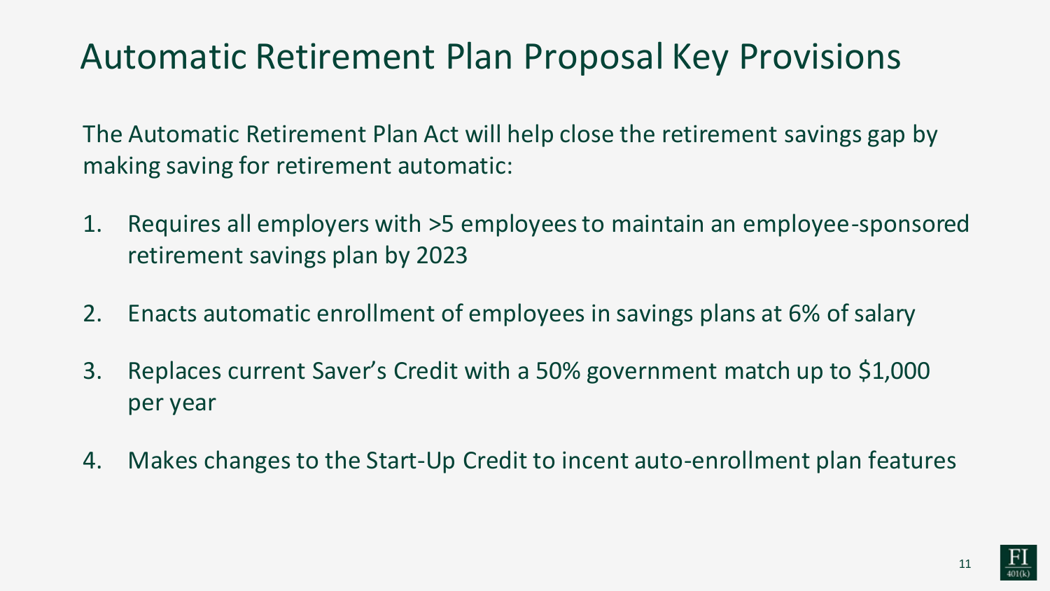# Automatic Retirement Plan Proposal Key Provisions

The Automatic Retirement Plan Act will help close the retirement savings gap by making saving for retirement automatic:

1. Requires all employers with >5 employees to maintain an employee-sponsored retirement savings plan by 2023
2. Enacts automatic enrollment of employees in savings plans at 6% of salary
3. Replaces current Saver's Credit with a 50% government match up to $1,000 per year
4. Makes changes to the Start-Up Credit to incent auto-enrollment plan features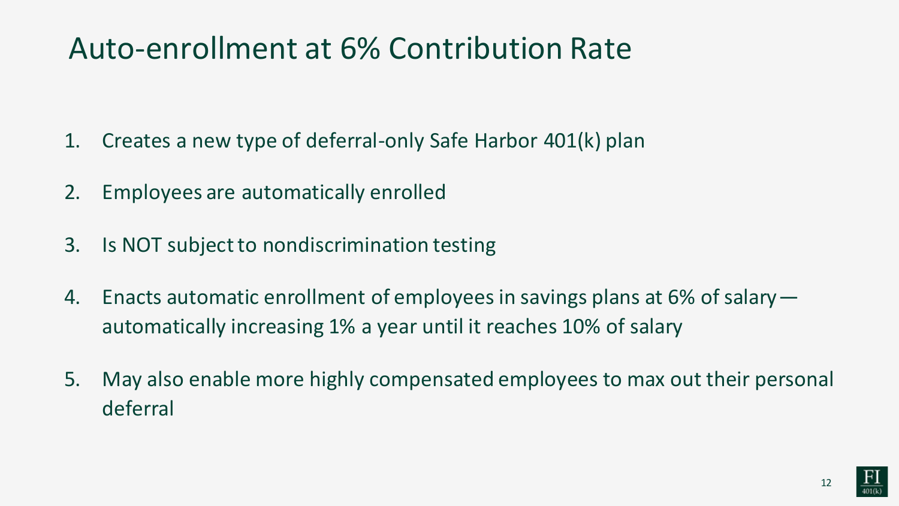# Auto-enrollment at 6% Contribution Rate

1. Creates a new type of deferral-only Safe Harbor 401(k) plan
2. Employees are automatically enrolled
3. Is NOT subject to nondiscrimination testing
4. Enacts automatic enrollment of employees in savings plans at 6% of salary—automatically increasing 1% a year until it reaches 10% of salary
5. May also enable more highly compensated employees to max out their personal deferral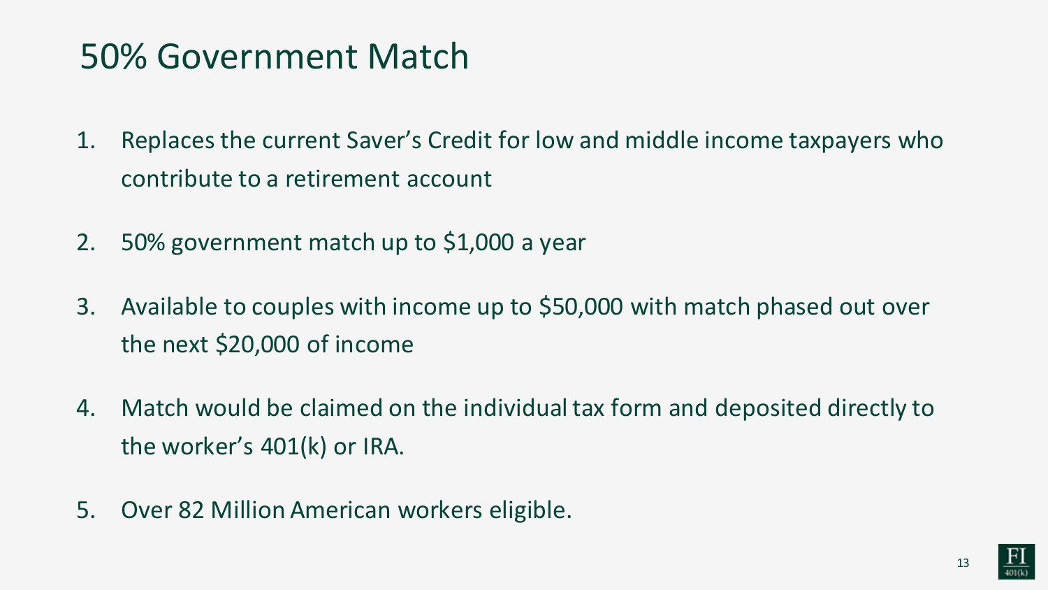# 50% Government Match

1. Replaces the current Saver's Credit for low and middle income taxpayers who contribute to a retirement account
2. 50% government match up to $1,000 a year
3. Available to couples with income up to $50,000 with match phased out over the next $20,000 of income
4. Match would be claimed on the individual tax form and deposited directly to the worker's 401(k) or IRA.
5. Over 82 Million American workers eligible.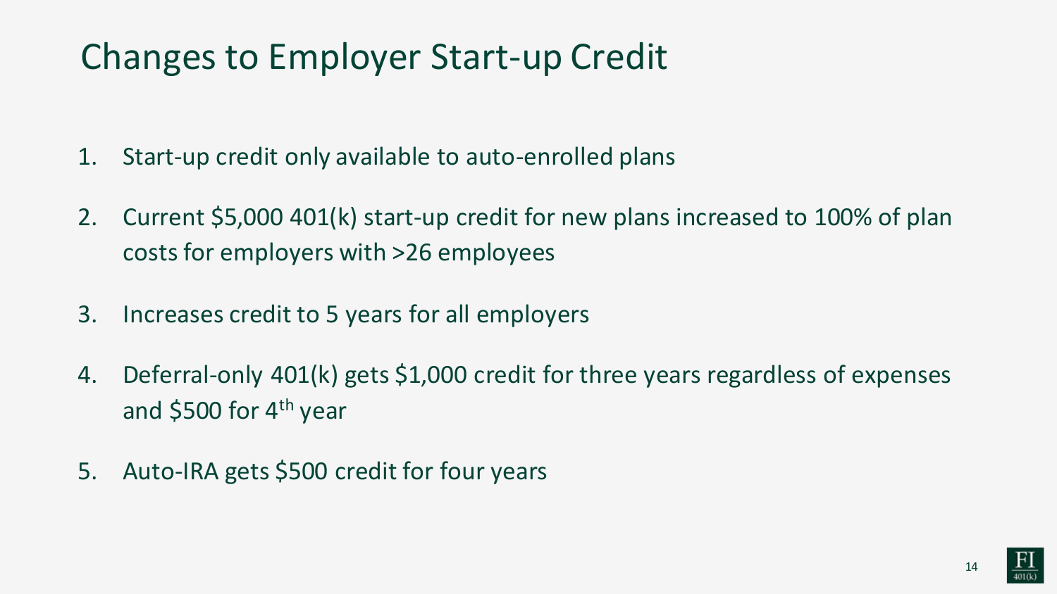# Changes to Employer Start-up Credit

1. Start-up credit only available to auto-enrolled plans
2. Current $5,000 401(k) start-up credit for new plans increased to 100% of plan costs for employers with >26 employees
3. Increases credit to 5 years for all employers
4. Deferral-only 401(k) gets $1,000 credit for three years regardless of expenses and $500 for 4th year
5. Auto-IRA gets $500 credit for four years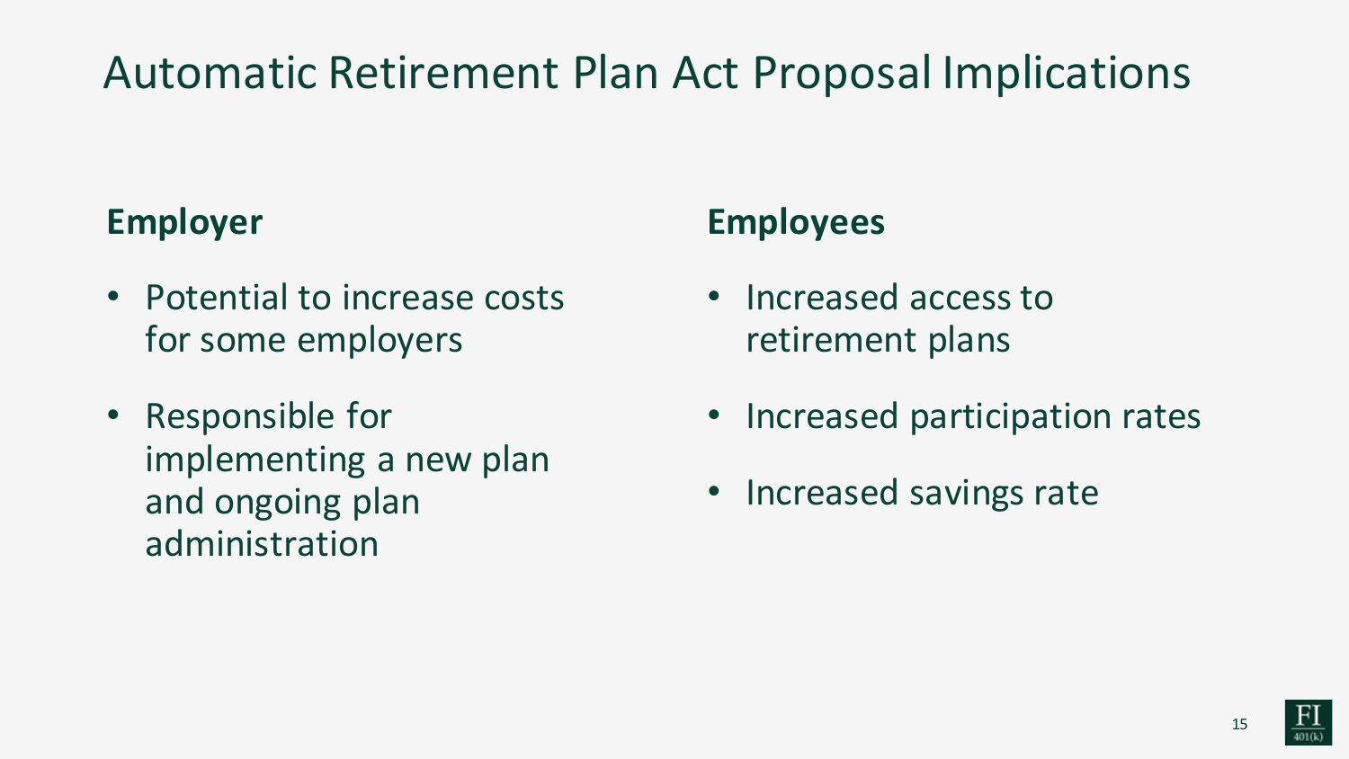# Automatic Retirement Plan Act Proposal Implications

## Employer

- Potential to increase costs for some employers
- Responsible for implementing a new plan and ongoing plan administration

## Employees

- Increased access to retirement plans
- Increased participation rates
- Increased savings rate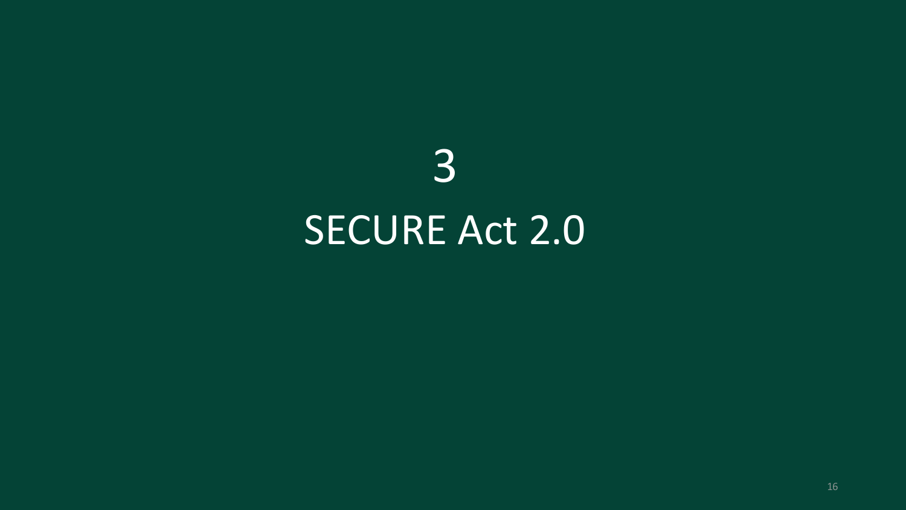# 3

# SECURE Act 2.0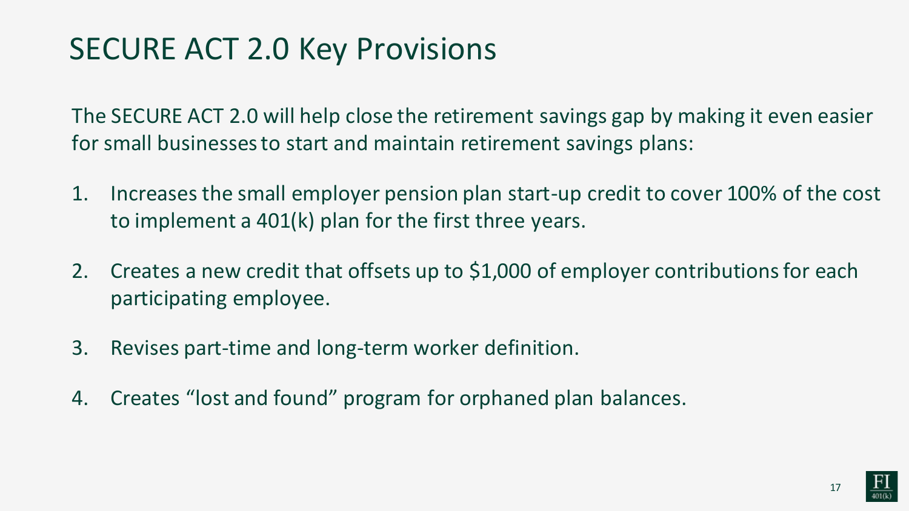# SECURE ACT 2.0 Key Provisions

The SECURE ACT 2.0 will help close the retirement savings gap by making it even easier for small businesses to start and maintain retirement savings plans:

1. Increases the small employer pension plan start-up credit to cover 100% of the cost to implement a 401(k) plan for the first three years.
2. Creates a new credit that offsets up to $1,000 of employer contributions for each participating employee.
3. Revises part-time and long-term worker definition.
4. Creates "lost and found" program for orphaned plan balances.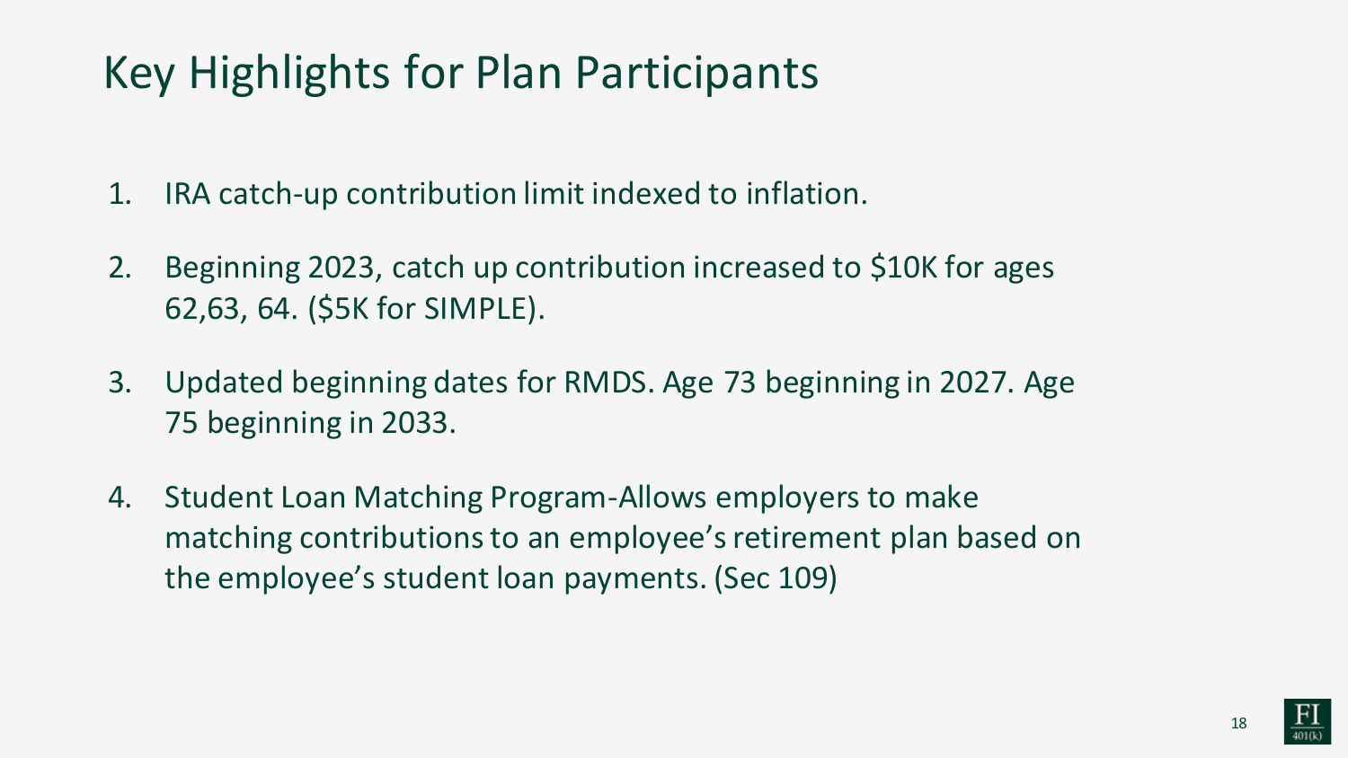# Key Highlights for Plan Participants

1. IRA catch-up contribution limit indexed to inflation.
2. Beginning 2023, catch up contribution increased to $10K for ages 62,63, 64. ($5K for SIMPLE).
3. Updated beginning dates for RMDS. Age 73 beginning in 2027. Age 75 beginning in 2033.
4. Student Loan Matching Program-Allows employers to make matching contributions to an employee's retirement plan based on the employee's student loan payments. (Sec 109)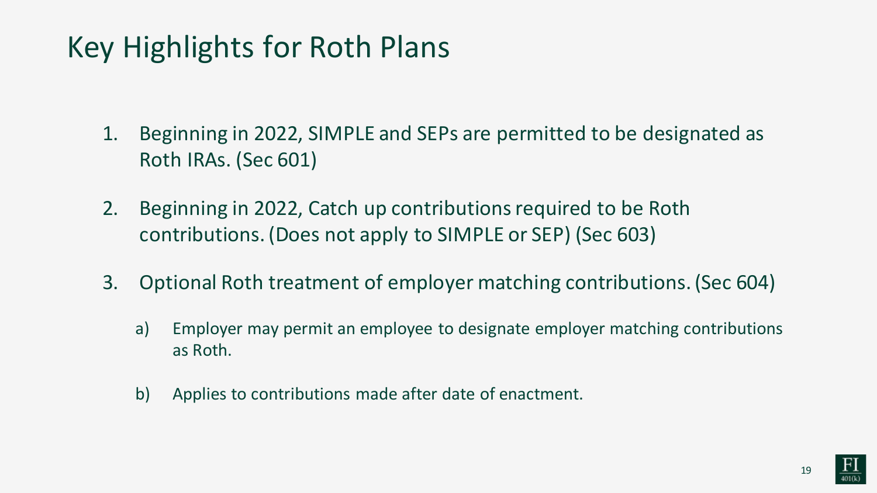# Key Highlights for Roth Plans

1. Beginning in 2022, SIMPLE and SEPs are permitted to be designated as Roth IRAs. (Sec 601)
2. Beginning in 2022, Catch up contributions required to be Roth contributions. (Does not apply to SIMPLE or SEP) (Sec 603)
3. Optional Roth treatment of employer matching contributions. (Sec 604)
   a) Employer may permit an employee to designate employer matching contributions as Roth.
   b) Applies to contributions made after date of enactment.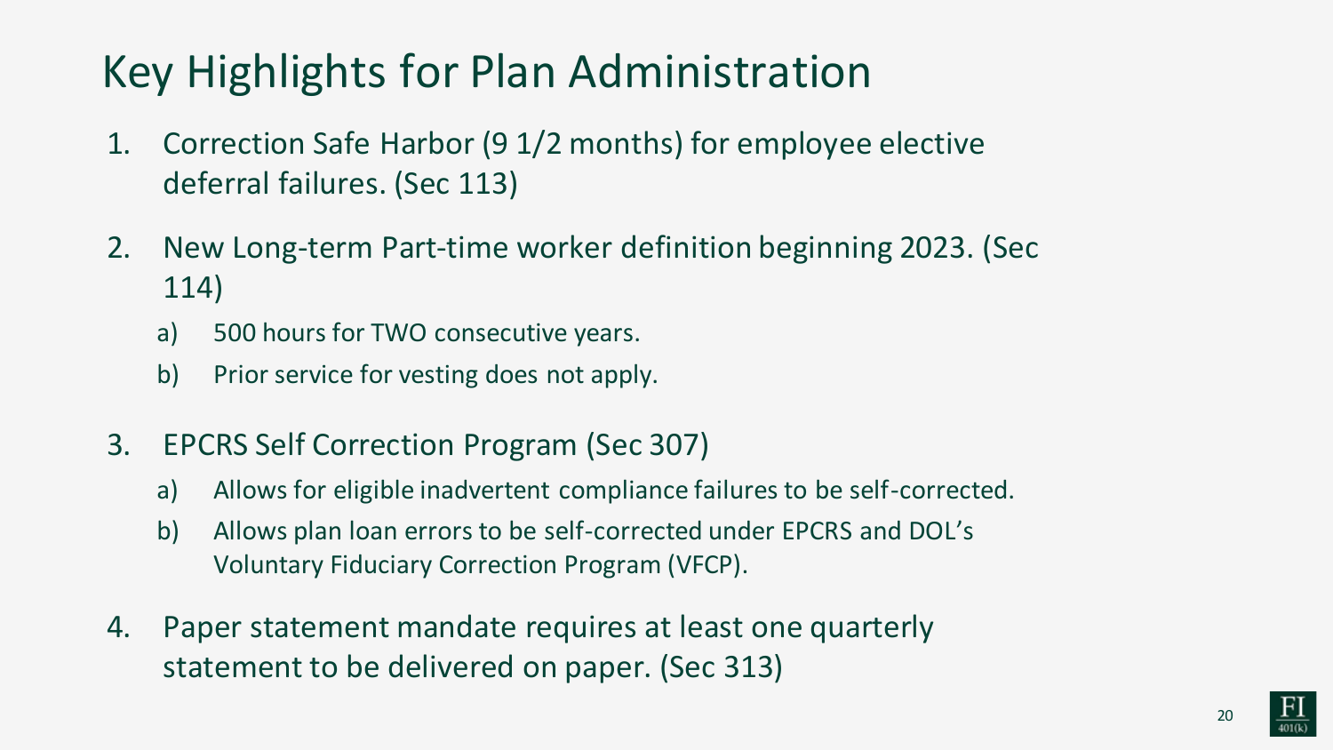# Key Highlights for Plan Administration

1. Correction Safe Harbor (9 1/2 months) for employee elective deferral failures. (Sec 113)
2. New Long-term Part-time worker definition beginning 2023. (Sec 114)
   a) 500 hours for TWO consecutive years.
   b) Prior service for vesting does not apply.
3. EPCRS Self Correction Program (Sec 307)
   a) Allows for eligible inadvertent compliance failures to be self-corrected.
   b) Allows plan loan errors to be self-corrected under EPCRS and DOL's Voluntary Fiduciary Correction Program (VFCP).
4. Paper statement mandate requires at least one quarterly statement to be delivered on paper. (Sec 313)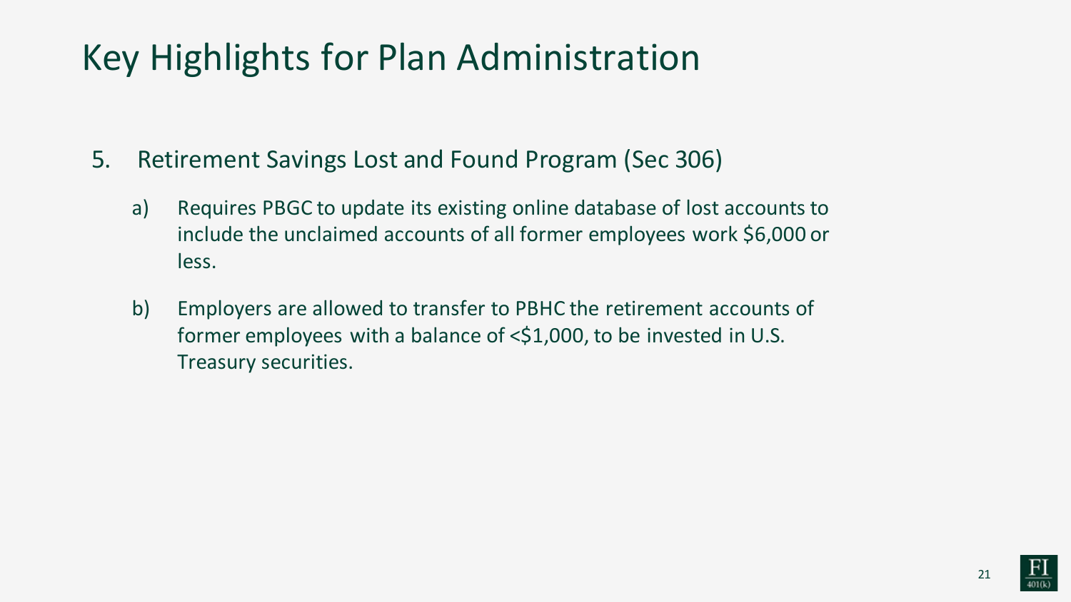# Key Highlights for Plan Administration

5. Retirement Savings Lost and Found Program (Sec 306)

   a) Requires PBGC to update its existing online database of lost accounts to include the unclaimed accounts of all former employees work $6,000 or less.

   b) Employers are allowed to transfer to PBHC the retirement accounts of former employees with a balance of <$1,000, to be invested in U.S. Treasury securities.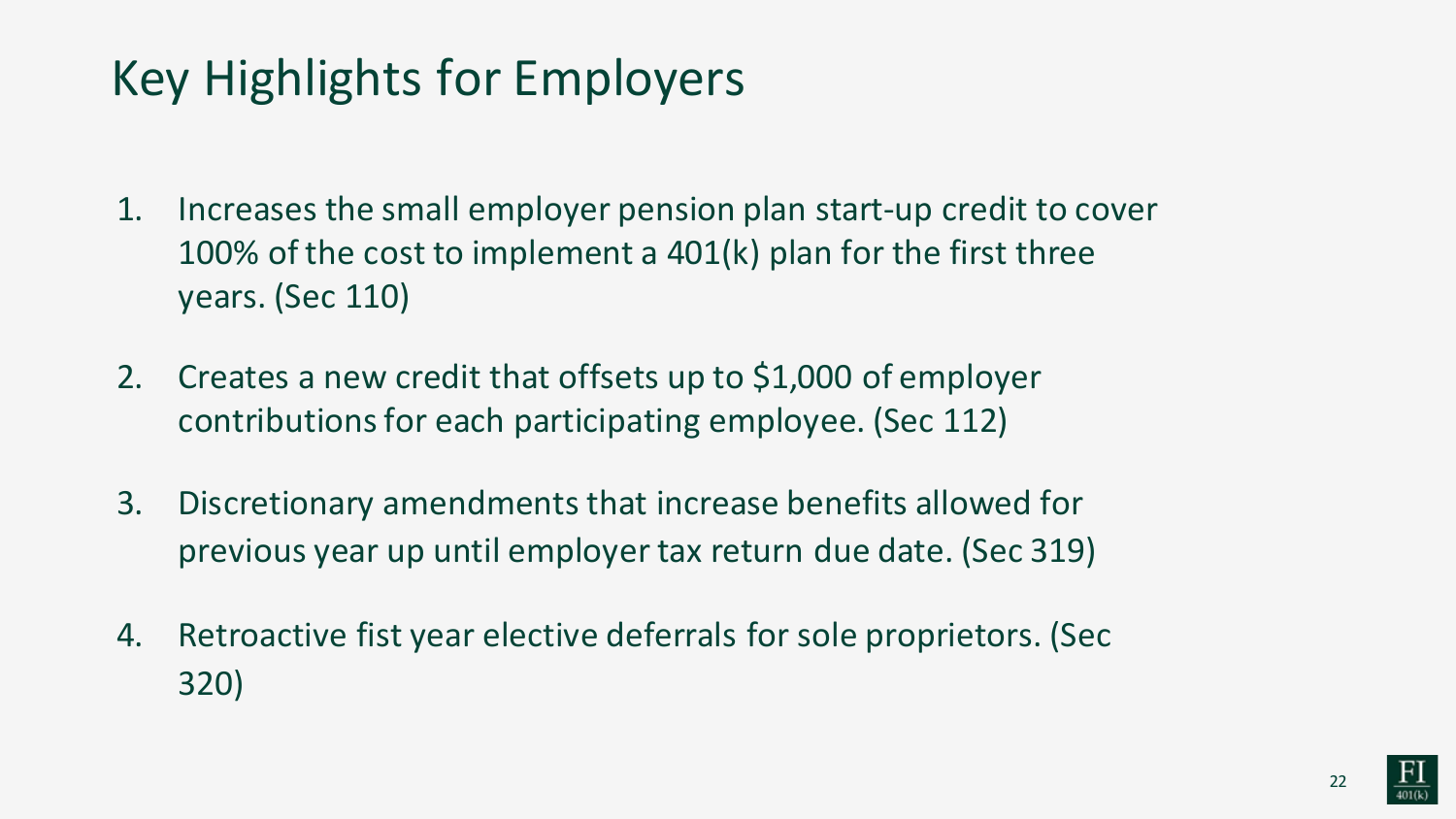# Key Highlights for Employers

1. Increases the small employer pension plan start-up credit to cover 100% of the cost to implement a 401(k) plan for the first three years. (Sec 110)

2. Creates a new credit that offsets up to $1,000 of employer contributions for each participating employee. (Sec 112)

3. Discretionary amendments that increase benefits allowed for previous year up until employer tax return due date. (Sec 319)

4. Retroactive fist year elective deferrals for sole proprietors. (Sec 320)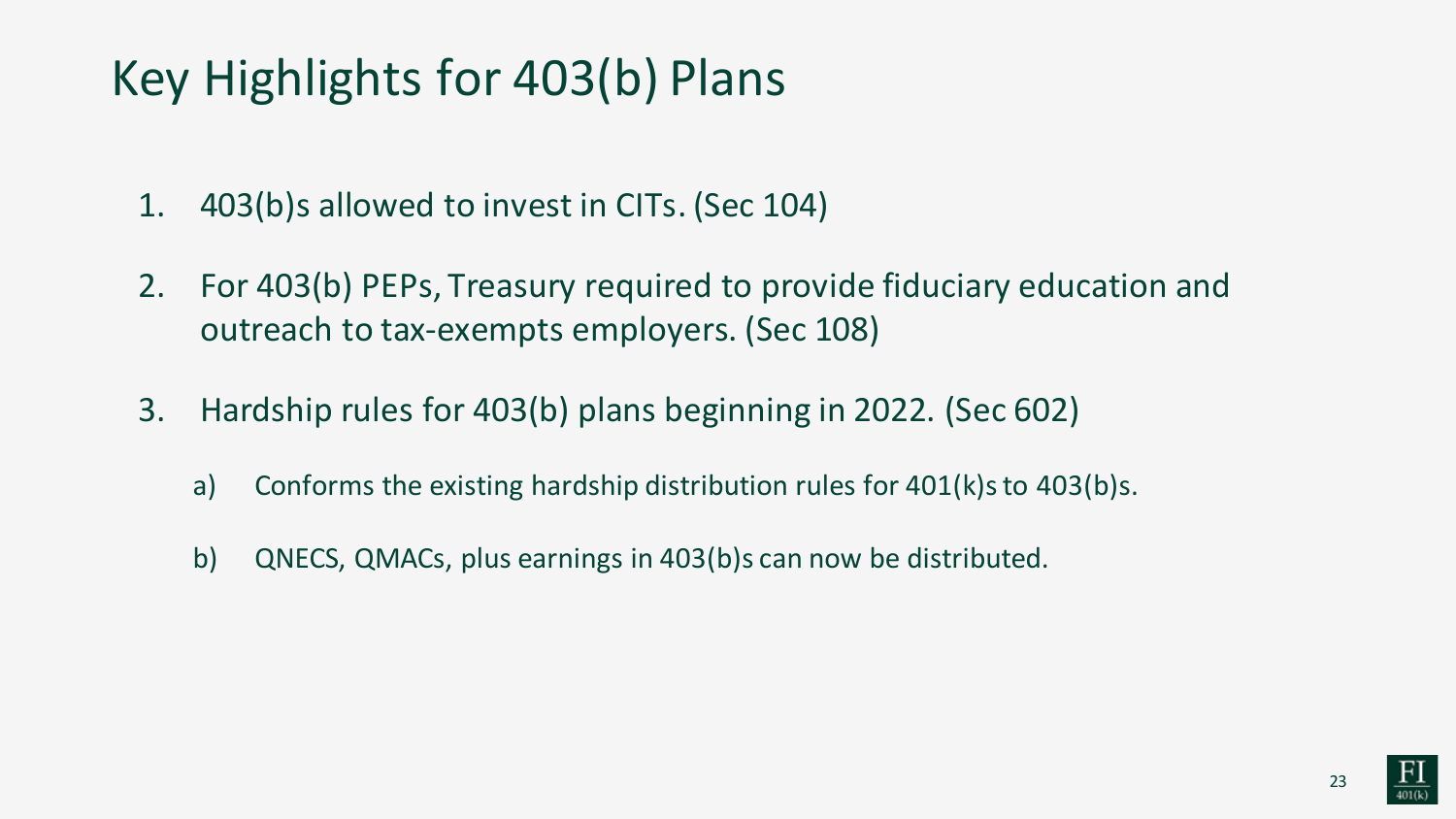# Key Highlights for 403(b) Plans

1. 403(b)s allowed to invest in CITs. (Sec 104)
2. For 403(b) PEPs, Treasury required to provide fiduciary education and outreach to tax-exempts employers. (Sec 108)
3. Hardship rules for 403(b) plans beginning in 2022. (Sec 602)
   a) Conforms the existing hardship distribution rules for 401(k)s to 403(b)s.
   b) QNECS, QMACs, plus earnings in 403(b)s can now be distributed.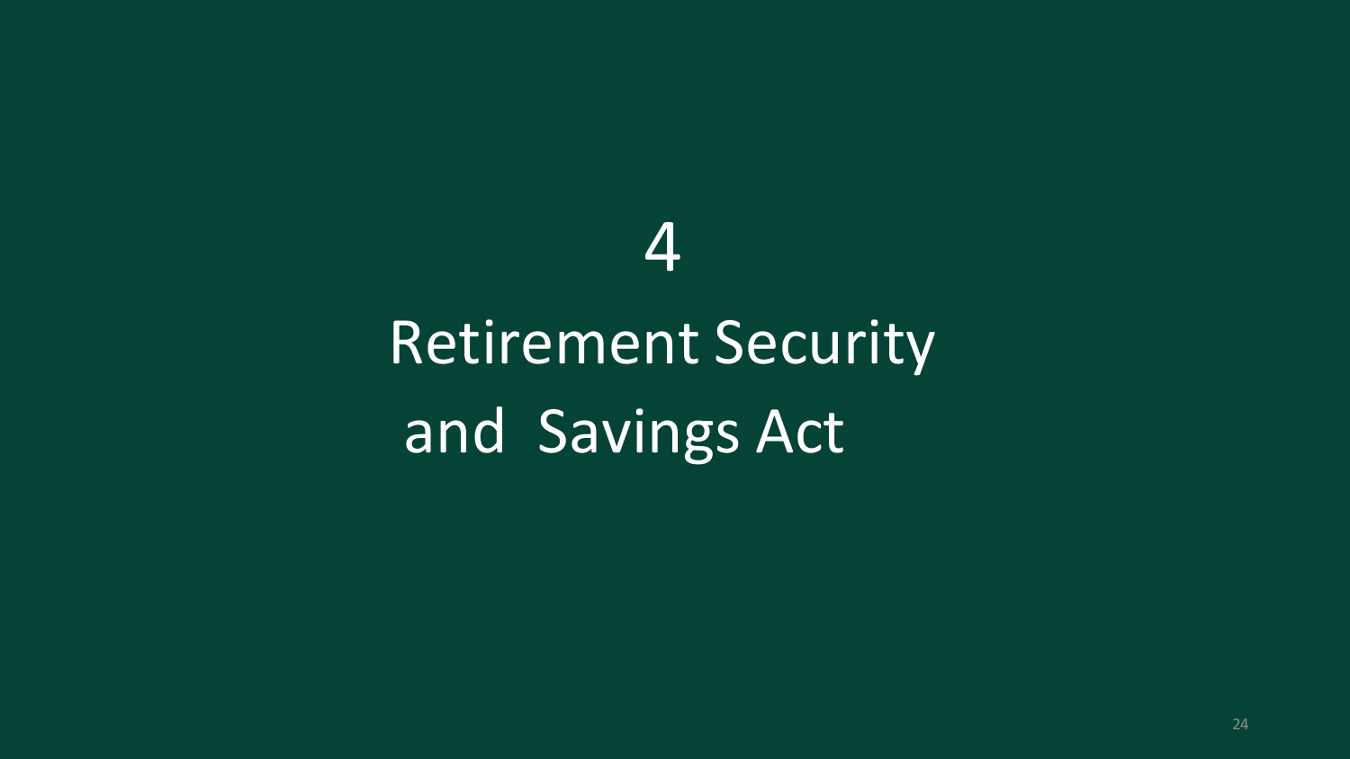# 4

# Retirement Security and Savings Act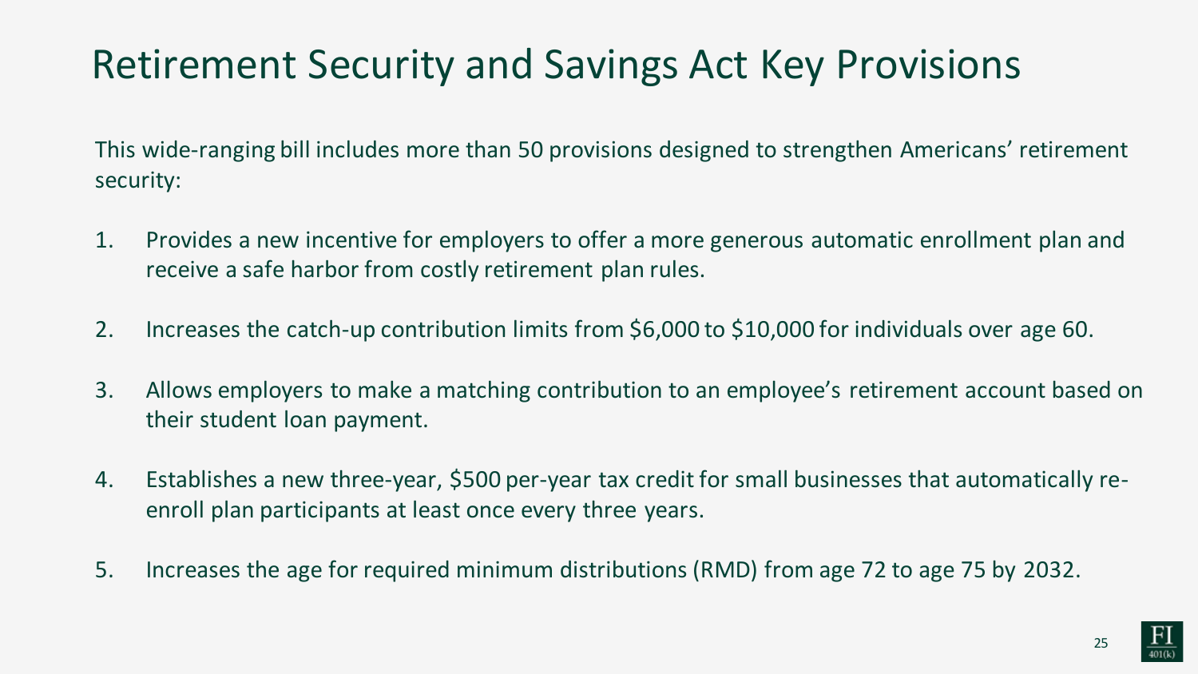# Retirement Security and Savings Act Key Provisions

This wide-ranging bill includes more than 50 provisions designed to strengthen Americans' retirement security:

1. Provides a new incentive for employers to offer a more generous automatic enrollment plan and receive a safe harbor from costly retirement plan rules.
2. Increases the catch-up contribution limits from $6,000 to $10,000 for individuals over age 60.
3. Allows employers to make a matching contribution to an employee's retirement account based on their student loan payment.
4. Establishes a new three-year, $500 per-year tax credit for small businesses that automatically re-enroll plan participants at least once every three years.
5. Increases the age for required minimum distributions (RMD) from age 72 to age 75 by 2032.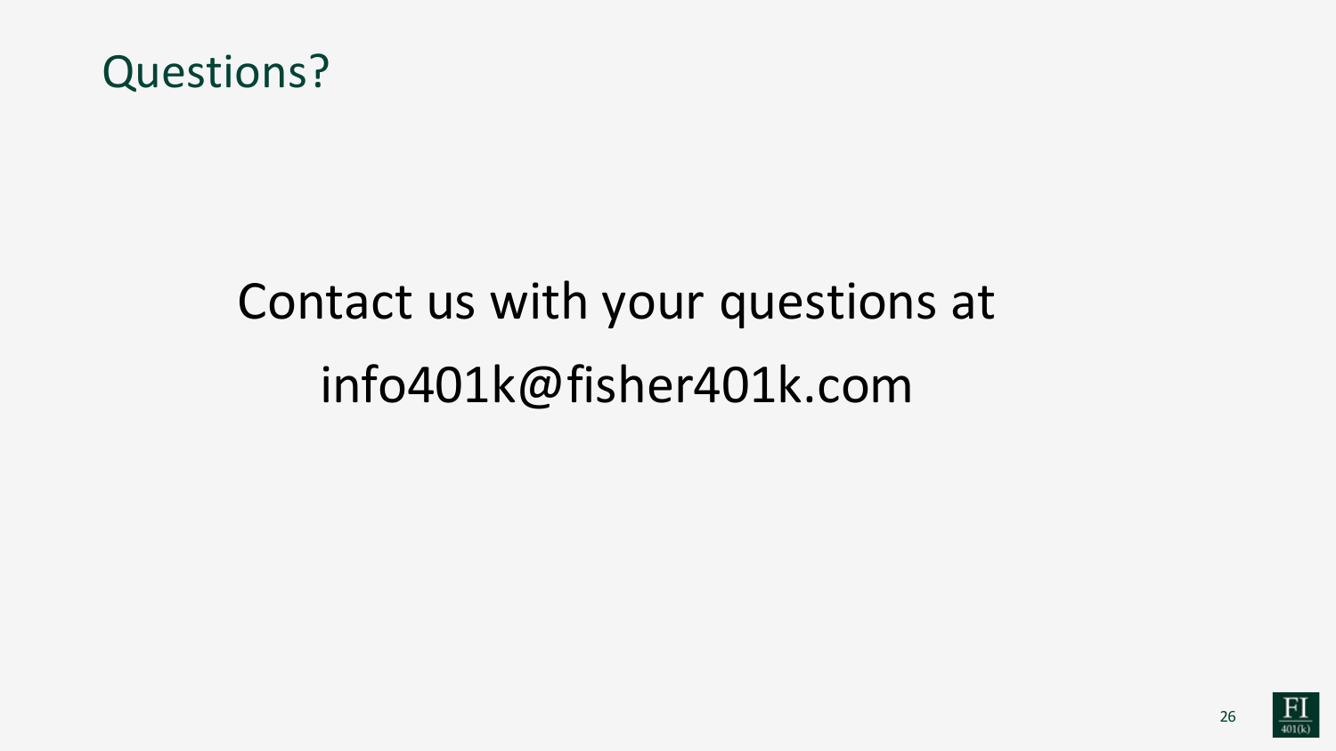# Questions?

Contact us with your questions at

info401k@fisher401k.com